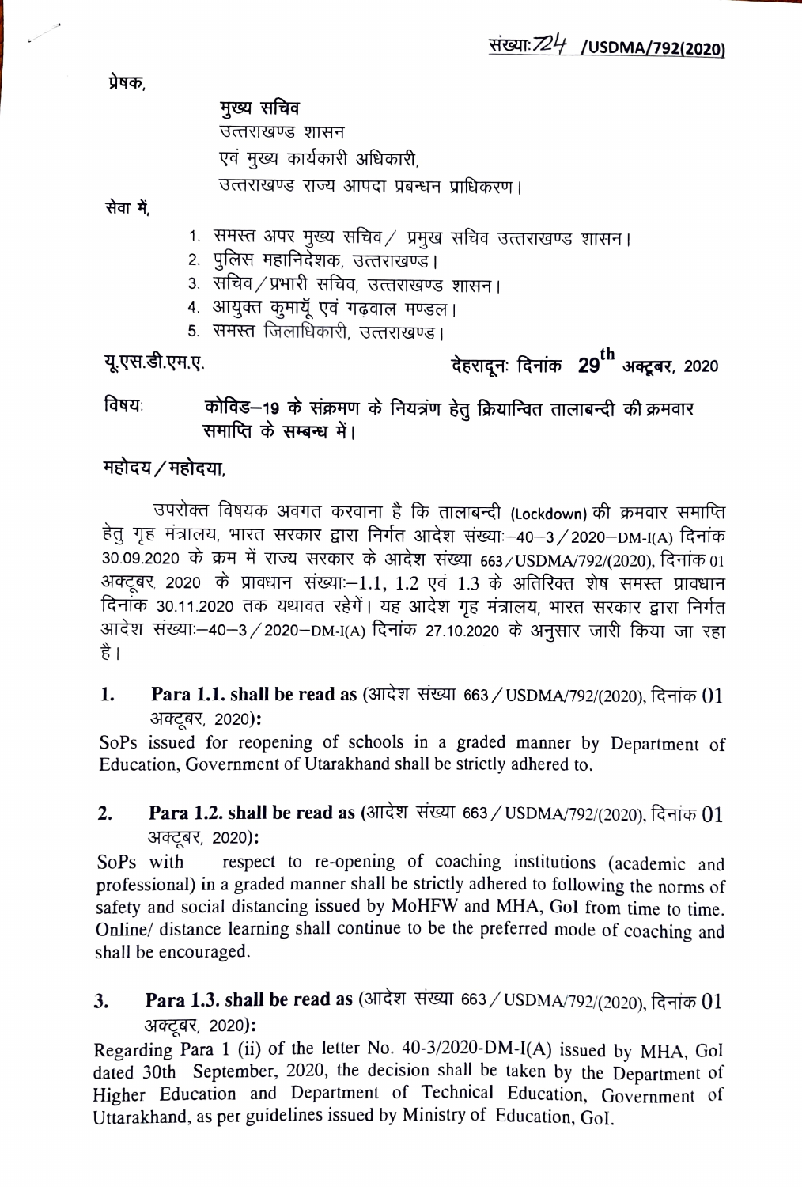संख्याः724 /USDMA/792(2020)

प्रेषक,

मुख्य सचिव
उत्तराखण्ड शासन
एवं मुख्य कार्यकारी अधिकारी,
उत्तराखण्ड राज्य आपदा प्रबन्धन प्राधिकरण।

सेवा में,

1. समस्त अपर मुख्य सचिव / प्रमुख सचिव उत्तराखण्ड शासन।
2. पुलिस महानिदेशक, उत्तराखण्ड।
3. सचिव / प्रभारी सचिव, उत्तराखण्ड शासन।
4. आयुक्त कुमायूँ एवं गढ़वाल मण्डल।
5. समस्त जिलाधिकारी, उत्तराखण्ड।

यू.एस.डी.एम.ए. देहरादूनः दिनांक 29th अक्टूबर, 2020

**विषयः कोविड–19 के संक्रमण के नियत्रंण हेतु क्रियान्वित तालाबन्दी की क्रमवार समाप्ति के सम्बन्ध में।**

**महोदय / महोदया,**

उपरोक्त विषयक अवगत करवाना है कि तालाबन्दी (Lockdown) की क्रमवार समाप्ति हेतु गृह मंत्रालय, भारत सरकार द्वारा निर्गत आदेश संख्याः–40–3 / 2020–DM-I(A) दिनांक 30.09.2020 के क्रम में राज्य सरकार के आदेश संख्या 663 / USDMA/792/(2020), दिनांक 01 अक्टूबर, 2020 के प्रावधान संख्याः–1.1, 1.2 एवं 1.3 के अतिरिक्त शेष समस्त प्रावधान दिनांक 30.11.2020 तक यथावत रहेगें। यह आदेश गृह मंत्रालय, भारत सरकार द्वारा निर्गत आदेश संख्याः–40–3 / 2020–DM-I(A) दिनांक 27.10.2020 के अनुसार जारी किया जा रहा है।

1. **Para 1.1. shall be read as** (आदेश संख्या 663 / USDMA/792/(2020), दिनांक 01 अक्टूबर, 2020)**:**

SoPs issued for reopening of schools in a graded manner by Department of Education, Government of Utarakhand shall be strictly adhered to.

2. **Para 1.2. shall be read as** (आदेश संख्या 663 / USDMA/792/(2020), दिनांक 01 अक्टूबर, 2020)**:**

SoPs with respect to re-opening of coaching institutions (academic and professional) in a graded manner shall be strictly adhered to following the norms of safety and social distancing issued by MoHFW and MHA, GoI from time to time. Online/ distance learning shall continue to be the preferred mode of coaching and shall be encouraged.

3. **Para 1.3. shall be read as** (आदेश संख्या 663 / USDMA/792/(2020), दिनांक 01 अक्टूबर, 2020)**:**

Regarding Para 1 (ii) of the letter No. 40-3/2020-DM-I(A) issued by MHA, GoI dated 30th September, 2020, the decision shall be taken by the Department of Higher Education and Department of Technical Education, Government of Uttarakhand, as per guidelines issued by Ministry of Education, GoI.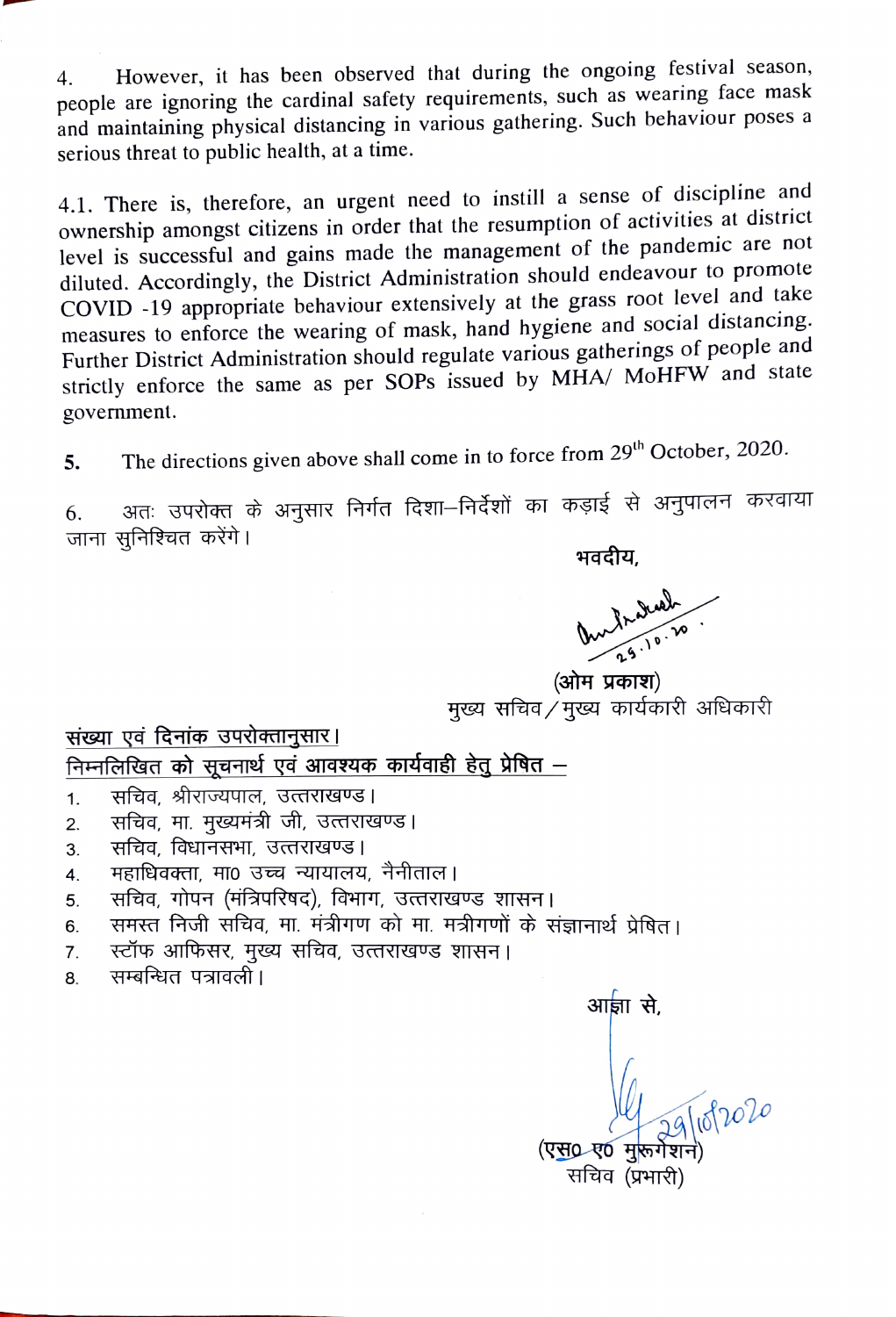4. However, it has been observed that during the ongoing festival season, people are ignoring the cardinal safety requirements, such as wearing face mask and maintaining physical distancing in various gathering. Such behaviour poses a serious threat to public health, at a time.

4.1. There is, therefore, an urgent need to instill a sense of discipline and ownership amongst citizens in order that the resumption of activities at district level is successful and gains made the management of the pandemic are not diluted. Accordingly, the District Administration should endeavour to promote COVID -19 appropriate behaviour extensively at the grass root level and take measures to enforce the wearing of mask, hand hygiene and social distancing. Further District Administration should regulate various gatherings of people and strictly enforce the same as per SOPs issued by MHA/ MoHFW and state government.

5. The directions given above shall come in to force from 29th October, 2020.

6. अतः उपरोक्त के अनुसार निर्गत दिशा–निर्देशों का कड़ाई से अनुपालन करवाया जाना सुनिश्चित करेंगे।

भवदीय,

29.10.20

(ओम प्रकाश)
मुख्य सचिव / मुख्य कार्यकारी अधिकारी

संख्या एवं दिनांक उपरोक्तानुसार।
निम्नलिखित को सूचनार्थ एवं आवश्यक कार्यवाही हेतु प्रेषित –

1. सचिव, श्रीराज्यपाल, उत्तराखण्ड।
2. सचिव, मा. मुख्यमंत्री जी, उत्तराखण्ड।
3. सचिव, विधानसभा, उत्तराखण्ड।
4. महाधिवक्ता, मा0 उच्च न्यायालय, नैनीताल।
5. सचिव, गोपन (मंत्रिपरिषद), विभाग, उत्तराखण्ड शासन।
6. समस्त निजी सचिव, मा. मंत्रीगण को मा. मत्रीगणों के संज्ञानार्थ प्रेषित।
7. स्टॉफ आफिसर, मुख्य सचिव, उत्तराखण्ड शासन।
8. सम्बन्धित पत्रावली।

आज्ञा से,

29/10/2020

(एस0 ए0 मुरूगेशन)
सचिव (प्रभारी)